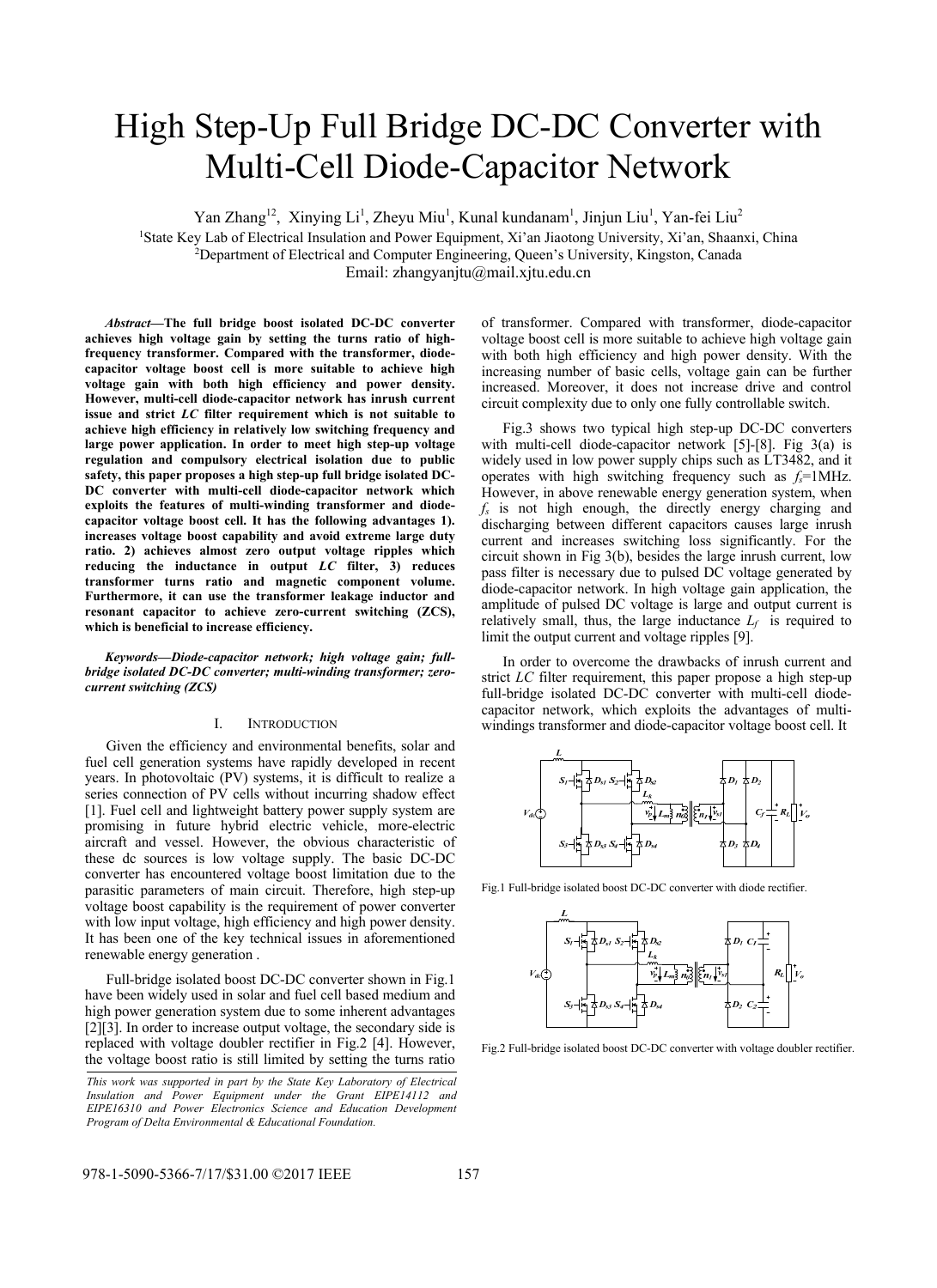# High Step-Up Full Bridge DC-DC Converter with Multi-Cell Diode-Capacitor Network

Yan Zhang[12], Xinying Li[1], Zheyu Miu[1], Kunal kundanam[1], Jinjun Liu[1], Yan-fei Liu[2]

[1]State Key Lab of Electrical Insulation and Power Equipment, Xi'an Jiaotong University, Xi'an, Shaanxi, China

[2]Department of Electrical and Computer Engineering, Queen's University, Kingston, Canada

Email: zhangyanjtu@mail.xjtu.edu.cn

***Abstract*—The full bridge boost isolated DC-DC converter achieves high voltage gain by setting the turns ratio of high-frequency transformer. Compared with the transformer, diode-capacitor voltage boost cell is more suitable to achieve high voltage gain with both high efficiency and power density. However, multi-cell diode-capacitor network has inrush current issue and strict *LC* filter requirement which is not suitable to achieve high efficiency in relatively low switching frequency and large power application. In order to meet high step-up voltage regulation and compulsory electrical isolation due to public safety, this paper proposes a high step-up full bridge isolated DC-DC converter with multi-cell diode-capacitor network which exploits the features of multi-winding transformer and diode-capacitor voltage boost cell. It has the following advantages 1). increases voltage boost capability and avoid extreme large duty ratio. 2) achieves almost zero output voltage ripples which reducing the inductance in output *LC* filter, 3) reduces transformer turns ratio and magnetic component volume. Furthermore, it can use the transformer leakage inductor and resonant capacitor to achieve zero-current switching (ZCS), which is beneficial to increase efficiency.**

***Keywords—Diode-capacitor network; high voltage gain; full-bridge isolated DC-DC converter; multi-winding transformer; zero-current switching (ZCS)***

## I. INTRODUCTION

Given the efficiency and environmental benefits, solar and fuel cell generation systems have rapidly developed in recent years. In photovoltaic (PV) systems, it is difficult to realize a series connection of PV cells without incurring shadow effect [1]. Fuel cell and lightweight battery power supply system are promising in future hybrid electric vehicle, more-electric aircraft and vessel. However, the obvious characteristic of these dc sources is low voltage supply. The basic DC-DC converter has encountered voltage boost limitation due to the parasitic parameters of main circuit. Therefore, high step-up voltage boost capability is the requirement of power converter with low input voltage, high efficiency and high power density. It has been one of the key technical issues in aforementioned renewable energy generation .

Full-bridge isolated boost DC-DC converter shown in Fig.1 have been widely used in solar and fuel cell based medium and high power generation system due to some inherent advantages [2][3]. In order to increase output voltage, the secondary side is replaced with voltage doubler rectifier in Fig.2 [4]. However, the voltage boost ratio is still limited by setting the turns ratio of transformer. Compared with transformer, diode-capacitor voltage boost cell is more suitable to achieve high voltage gain with both high efficiency and high power density. With the increasing number of basic cells, voltage gain can be further increased. Moreover, it does not increase drive and control circuit complexity due to only one fully controllable switch.

Fig.3 shows two typical high step-up DC-DC converters with multi-cell diode-capacitor network [5]-[8]. Fig 3(a) is widely used in low power supply chips such as LT3482, and it operates with high switching frequency such as $f_s$=1MHz. However, in above renewable energy generation system, when $f_s$ is not high enough, the directly energy charging and discharging between different capacitors causes large inrush current and increases switching loss significantly. For the circuit shown in Fig 3(b), besides the large inrush current, low pass filter is necessary due to pulsed DC voltage generated by diode-capacitor network. In high voltage gain application, the amplitude of pulsed DC voltage is large and output current is relatively small, thus, the large inductance $L_f$ is required to limit the output current and voltage ripples [9].

In order to overcome the drawbacks of inrush current and strict *LC* filter requirement, this paper propose a high step-up full-bridge isolated DC-DC converter with multi-cell diode-capacitor network, which exploits the advantages of multi-windings transformer and diode-capacitor voltage boost cell. It

Fig.1 Full-bridge isolated boost DC-DC converter with diode rectifier.

Fig.2 Full-bridge isolated boost DC-DC converter with voltage doubler rectifier.

*This work was supported in part by the State Key Laboratory of Electrical Insulation and Power Equipment under the Grant EIPE14112 and EIPE16310 and Power Electronics Science and Education Development Program of Delta Environmental & Educational Foundation.*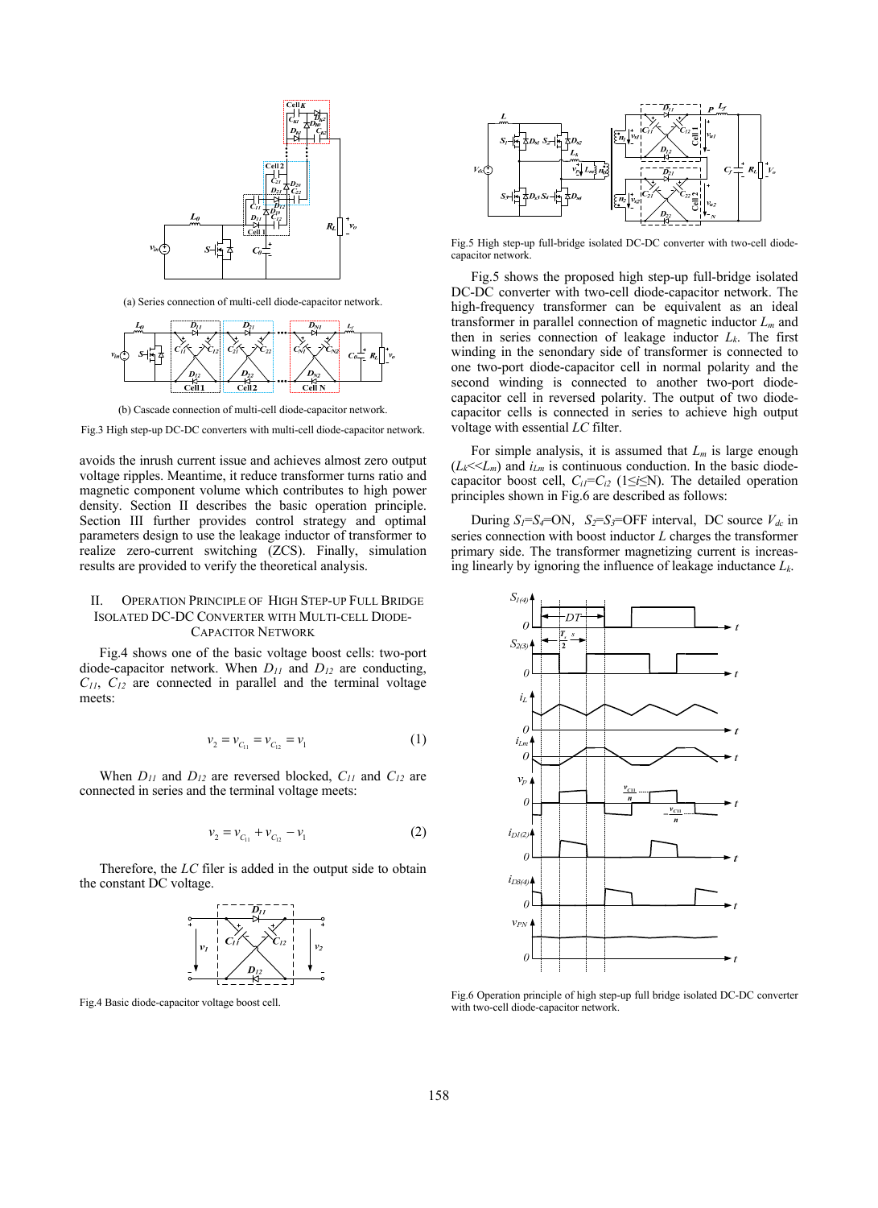(a) Series connection of multi-cell diode-capacitor network.

(b) Cascade connection of multi-cell diode-capacitor network.

Fig.3 High step-up DC-DC converters with multi-cell diode-capacitor network.

avoids the inrush current issue and achieves almost zero output voltage ripples. Meantime, it reduce transformer turns ratio and magnetic component volume which contributes to high power density. Section II describes the basic operation principle. Section III further provides control strategy and optimal parameters design to use the leakage inductor of transformer to realize zero-current switching (ZCS). Finally, simulation results are provided to verify the theoretical analysis.

## II. Operation Principle of High Step-up Full Bridge Isolated DC-DC Converter with Multi-cell Diode-Capacitor Network

Fig.4 shows one of the basic voltage boost cells: two-port diode-capacitor network. When $D_{11}$ and $D_{12}$ are conducting, $C_{11}$, $C_{12}$ are connected in parallel and the terminal voltage meets:

$$v_2 = v_{C_{11}} = v_{C_{12}} = v_1 \tag{1}$$

When $D_{11}$ and $D_{12}$ are reversed blocked, $C_{11}$ and $C_{12}$ are connected in series and the terminal voltage meets:

$$v_2 = v_{C_{11}} + v_{C_{12}} - v_1 \tag{2}$$

Therefore, the *LC* filer is added in the output side to obtain the constant DC voltage.

Fig.4 Basic diode-capacitor voltage boost cell.

Fig.5 High step-up full-bridge isolated DC-DC converter with two-cell diode-capacitor network.

Fig.5 shows the proposed high step-up full-bridge isolated DC-DC converter with two-cell diode-capacitor network. The high-frequency transformer can be equivalent as an ideal transformer in parallel connection of magnetic inductor $L_m$ and then in series connection of leakage inductor $L_k$. The first winding in the senondary side of transformer is connected to one two-port diode-capacitor cell in normal polarity and the second winding is connected to another two-port diode-capacitor cell in reversed polarity. The output of two diode-capacitor cells is connected in series to achieve high output voltage with essential *LC* filter.

For simple analysis, it is assumed that $L_m$ is large enough ($L_k$<<$L_m$) and $i_{Lm}$ is continuous conduction. In the basic diode-capacitor boost cell, $C_{i1}$=$C_{i2}$ (1≤*i*≤N). The detailed operation principles shown in Fig.6 are described as follows:

During $S_1$=$S_4$=ON, $S_2$=$S_3$=OFF interval, DC source $V_{dc}$ in series connection with boost inductor *L* charges the transformer primary side. The transformer magnetizing current is increasing linearly by ignoring the influence of leakage inductance $L_k$.

Fig.6 Operation principle of high step-up full bridge isolated DC-DC converter with two-cell diode-capacitor network.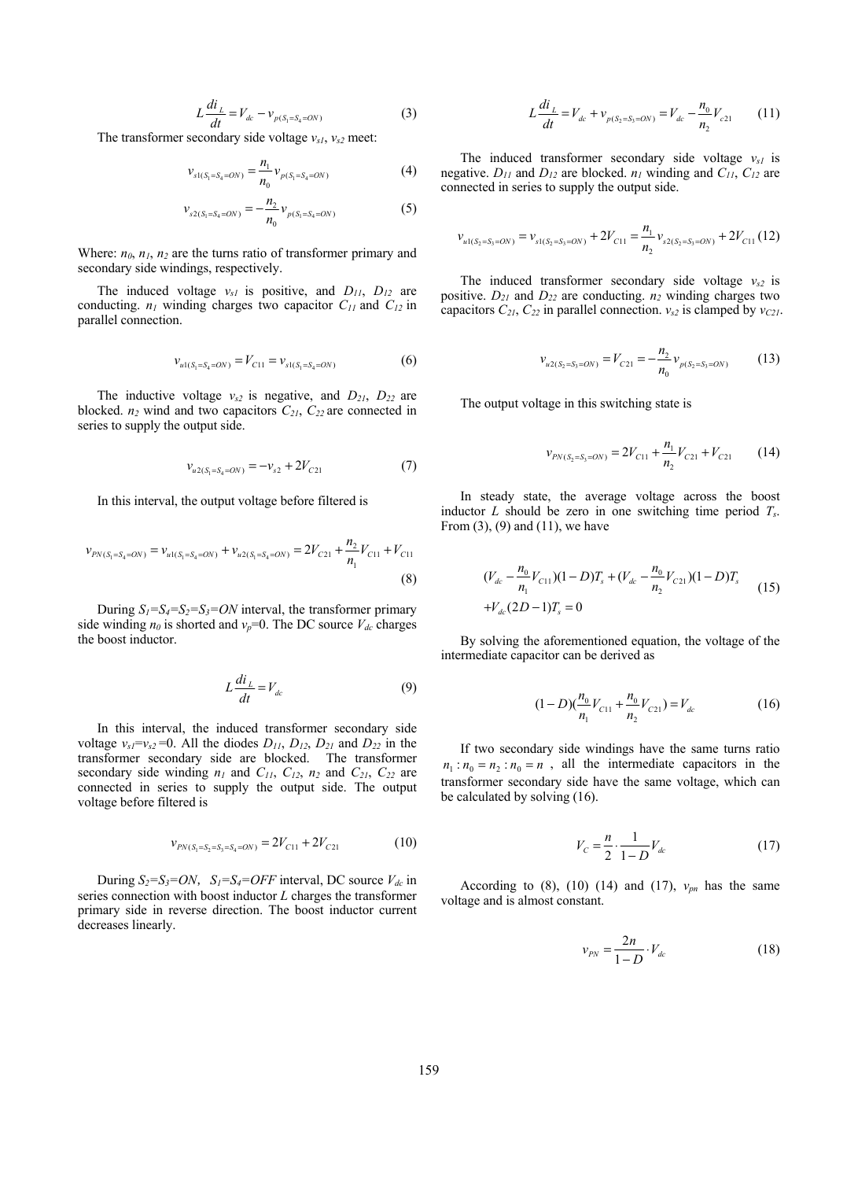$$L\frac{di_L}{dt} = V_{dc} - v_{p(S_1=S_4=ON)} \tag{3}$$

The transformer secondary side voltage $v_{s1}$, $v_{s2}$ meet:

$$v_{s1(S_1=S_4=ON)} = \frac{n_1}{n_0} v_{p(S_1=S_4=ON)} \tag{4}$$

$$v_{s2(S_1=S_4=ON)} = -\frac{n_2}{n_0} v_{p(S_1=S_4=ON)} \tag{5}$$

Where: $n_0$, $n_1$, $n_2$ are the turns ratio of transformer primary and secondary side windings, respectively.

The induced voltage $v_{s1}$ is positive, and $D_{11}$, $D_{12}$ are conducting. $n_1$ winding charges two capacitor $C_{11}$ and $C_{12}$ in parallel connection.

$$v_{u1(S_1=S_4=ON)} = V_{C11} = v_{s1(S_1=S_4=ON)} \tag{6}$$

The inductive voltage $v_{s2}$ is negative, and $D_{21}$, $D_{22}$ are blocked. $n_2$ wind and two capacitors $C_{21}$, $C_{22}$ are connected in series to supply the output side.

$$v_{u2(S_1=S_4=ON)} = -v_{s2} + 2V_{C21} \tag{7}$$

In this interval, the output voltage before filtered is

$$v_{PN(S_1=S_4=ON)} = v_{u1(S_1=S_4=ON)} + v_{u2(S_1=S_4=ON)} = 2V_{C21} + \frac{n_2}{n_1}V_{C11} + V_{C11} \tag{8}$$

During $S_1$=$S_4$=$S_2$=$S_3$=$ON$ interval, the transformer primary side winding $n_0$ is shorted and $v_p$=0. The DC source $V_{dc}$ charges the boost inductor.

$$L\frac{di_L}{dt} = V_{dc} \tag{9}$$

In this interval, the induced transformer secondary side voltage $v_{s1}$=$v_{s2}$=0. All the diodes $D_{11}$, $D_{12}$, $D_{21}$ and $D_{22}$ in the transformer secondary side are blocked. The transformer secondary side winding $n_1$ and $C_{11}$, $C_{12}$, $n_2$ and $C_{21}$, $C_{22}$ are connected in series to supply the output side. The output voltage before filtered is

$$v_{PN(S_1=S_2=S_3=S_4=ON)} = 2V_{C11} + 2V_{C21} \tag{10}$$

During $S_2$=$S_3$=$ON$, $S_1$=$S_4$=$OFF$ interval, DC source $V_{dc}$ in series connection with boost inductor $L$ charges the transformer primary side in reverse direction. The boost inductor current decreases linearly.

$$L\frac{di_L}{dt} = V_{dc} + v_{p(S_2=S_3=ON)} = V_{dc} - \frac{n_0}{n_2}V_{c21} \tag{11}$$

The induced transformer secondary side voltage $v_{s1}$ is negative. $D_{11}$ and $D_{12}$ are blocked. $n_1$ winding and $C_{11}$, $C_{12}$ are connected in series to supply the output side.

$$v_{u1(S_2=S_3=ON)} = v_{s1(S_2=S_3=ON)} + 2V_{C11} = \frac{n_1}{n_2}v_{s2(S_2=S_3=ON)} + 2V_{C11} \tag{12}$$

The induced transformer secondary side voltage $v_{s2}$ is positive. $D_{21}$ and $D_{22}$ are conducting. $n_2$ winding charges two capacitors $C_{21}$, $C_{22}$ in parallel connection. $v_{s2}$ is clamped by $v_{C21}$.

$$v_{u2(S_2=S_3=ON)} = V_{C21} = -\frac{n_2}{n_0}v_{p(S_2=S_3=ON)} \tag{13}$$

The output voltage in this switching state is

$$v_{PN(S_2=S_3=ON)} = 2V_{C11} + \frac{n_1}{n_2}V_{C21} + V_{C21} \tag{14}$$

In steady state, the average voltage across the boost inductor $L$ should be zero in one switching time period $T_s$. From (3), (9) and (11), we have

$$(V_{dc} - \frac{n_0}{n_1}V_{C11})(1-D)T_s + (V_{dc} - \frac{n_0}{n_2}V_{C21})(1-D)T_s + V_{dc}(2D-1)T_s = 0 \tag{15}$$

By solving the aforementioned equation, the voltage of the intermediate capacitor can be derived as

$$(1-D)(\frac{n_0}{n_1}V_{C11} + \frac{n_0}{n_2}V_{C21}) = V_{dc} \tag{16}$$

If two secondary side windings have the same turns ratio $n_1 : n_0 = n_2 : n_0 = n$, all the intermediate capacitors in the transformer secondary side have the same voltage, which can be calculated by solving (16).

$$V_C = \frac{n}{2} \cdot \frac{1}{1-D} V_{dc} \tag{17}$$

According to (8), (10) (14) and (17), $v_{pn}$ has the same voltage and is almost constant.

$$v_{PN} = \frac{2n}{1-D} \cdot V_{dc} \tag{18}$$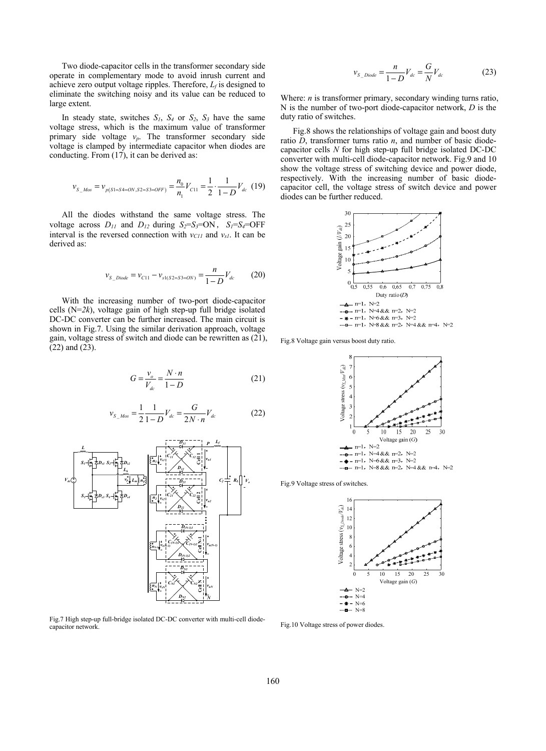Two diode-capacitor cells in the transformer secondary side operate in complementary mode to avoid inrush current and achieve zero output voltage ripples. Therefore, $L_f$ is designed to eliminate the switching noisy and its value can be reduced to large extent.

In steady state, switches $S_1$, $S_4$ or $S_2$, $S_3$ have the same voltage stress, which is the maximum value of transformer primary side voltage $v_p$. The transformer secondary side voltage is clamped by intermediate capacitor when diodes are conducting. From (17), it can be derived as:

$$v_{S\_Mos} = v_{p(S1=S4=ON, S2=S3=OFF)} = \frac{n_0}{n_1} V_{C11} = \frac{1}{2} \cdot \frac{1}{1-D} V_{dc} \quad (19)$$

All the diodes withstand the same voltage stress. The voltage across $D_{11}$ and $D_{12}$ during $S_2$=$S_3$=ON, $S_1$=$S_4$=OFF interval is the reversed connection with $v_{C11}$ and $v_{s1}$. It can be derived as:

$$v_{S\_Diode} = v_{C11} - v_{s1(S2=S3=ON)} = \frac{n}{1-D} V_{dc} \quad (20)$$

With the increasing number of two-port diode-capacitor cells (N=$2k$), voltage gain of high step-up full bridge isolated DC-DC converter can be further increased. The main circuit is shown in Fig.7. Using the similar derivation approach, voltage gain, voltage stress of switch and diode can be rewritten as (21), (22) and (23).

$$G = \frac{v_o}{V_{dc}} = \frac{N \cdot n}{1-D} \quad (21)$$

$$v_{S\_Mos} = \frac{1}{2} \frac{1}{1-D} V_{dc} = \frac{G}{2N \cdot n} V_{dc} \quad (22)$$

Fig.7 High step-up full-bridge isolated DC-DC converter with multi-cell diode-capacitor network.

$$v_{S\_Diode} = \frac{n}{1-D} V_{dc} = \frac{G}{N} V_{dc} \quad (23)$$

Where: $n$ is transformer primary, secondary winding turns ratio, N is the number of two-port diode-capacitor network, $D$ is the duty ratio of switches.

Fig.8 shows the relationships of voltage gain and boost duty ratio $D$, transformer turns ratio $n$, and number of basic diode-capacitor cells $N$ for high step-up full bridge isolated DC-DC converter with multi-cell diode-capacitor network. Fig.9 and 10 show the voltage stress of switching device and power diode, respectively. With the increasing number of basic diode-capacitor cell, the voltage stress of switch device and power diodes can be further reduced.

Fig.8 Voltage gain versus boost duty ratio.

Fig.9 Voltage stress of switches.

Fig.10 Voltage stress of power diodes.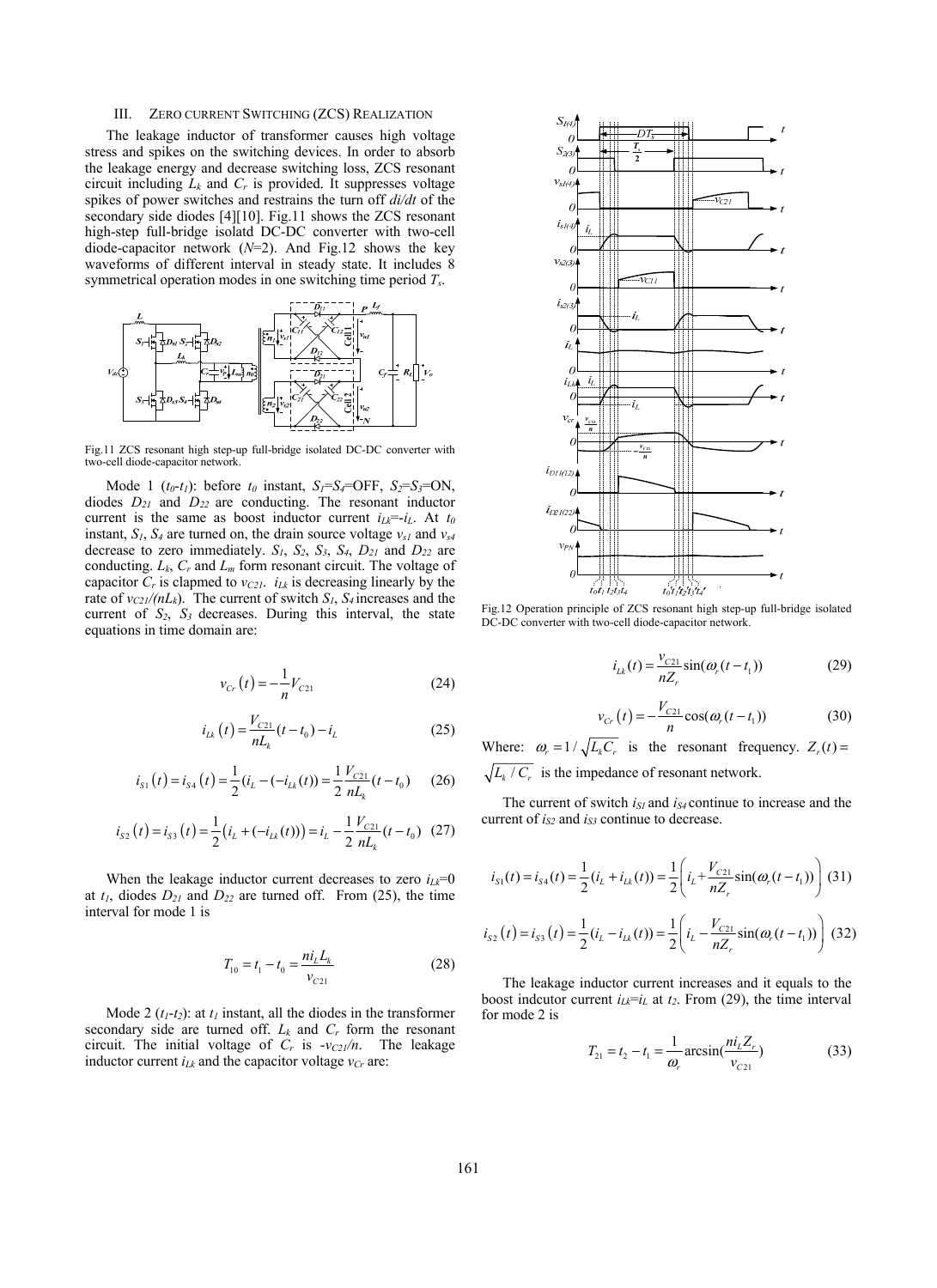### III. ZERO CURRENT SWITCHING (ZCS) REALIZATION

The leakage inductor of transformer causes high voltage stress and spikes on the switching devices. In order to absorb the leakage energy and decrease switching loss, ZCS resonant circuit including $L_k$ and $C_r$ is provided. It suppresses voltage spikes of power switches and restrains the turn off $di/dt$ of the secondary side diodes [4][10]. Fig.11 shows the ZCS resonant high-step full-bridge isolatd DC-DC converter with two-cell diode-capacitor network ($N$=2). And Fig.12 shows the key waveforms of different interval in steady state. It includes 8 symmetrical operation modes in one switching time period $T_s$.

Fig.11 ZCS resonant high step-up full-bridge isolated DC-DC converter with two-cell diode-capacitor network.

Mode 1 ($t_0$-$t_1$): before $t_0$ instant, $S_1$=$S_4$=OFF, $S_2$=$S_3$=ON, diodes $D_{21}$ and $D_{22}$ are conducting. The resonant inductor current is the same as boost inductor current $i_{Lk}$=-$i_L$. At $t_0$ instant, $S_1$, $S_4$ are turned on, the drain source voltage $v_{s1}$ and $v_{s4}$ decrease to zero immediately. $S_1$, $S_2$, $S_3$, $S_4$, $D_{21}$ and $D_{22}$ are conducting. $L_k$, $C_r$ and $L_m$ form resonant circuit. The voltage of capacitor $C_r$ is clapmed to $v_{C21}$. $i_{Lk}$ is decreasing linearly by the rate of $v_{C21}/(nL_k)$. The current of switch $S_1$, $S_4$ increases and the current of $S_2$, $S_3$ decreases. During this interval, the state equations in time domain are:

$$v_{Cr}\left(t\right)=-\frac{1}{n}V_{C21} \tag{24}$$

$$i_{Lk}\left(t\right)=\frac{V_{C21}}{nL_k}(t-t_0)-i_L \tag{25}$$

$$i_{S1}\left(t\right)=i_{S4}\left(t\right)=\frac{1}{2}(i_L-(-i_{Lk}(t))=\frac{1}{2}\frac{V_{C21}}{nL_k}(t-t_0) \tag{26}$$

$$i_{S2}\left(t\right)=i_{S3}\left(t\right)=\frac{1}{2}\left(i_L+(-i_{Lk}(t))\right)=i_L-\frac{1}{2}\frac{V_{C21}}{nL_k}(t-t_0) \tag{27}$$

When the leakage inductor current decreases to zero $i_{Lk}$=0 at $t_1$, diodes $D_{21}$ and $D_{22}$ are turned off. From (25), the time interval for mode 1 is

$$T_{10}=t_1-t_0=\frac{ni_L L_k}{v_{C21}} \tag{28}$$

Mode 2 ($t_1$-$t_2$): at $t_1$ instant, all the diodes in the transformer secondary side are turned off. $L_k$ and $C_r$ form the resonant circuit. The initial voltage of $C_r$ is -$v_{C21}/n$. The leakage inductor current $i_{Lk}$ and the capacitor voltage $v_{Cr}$ are:

Fig.12 Operation principle of ZCS resonant high step-up full-bridge isolated DC-DC converter with two-cell diode-capacitor network.

$$i_{Lk}(t)=\frac{v_{C21}}{nZ_r}\sin(\omega_r(t-t_1)) \tag{29}$$

$$v_{Cr}\left(t\right)=-\frac{V_{C21}}{n}\cos(\omega_r(t-t_1)) \tag{30}$$

Where: $\omega_r=1/\sqrt{L_k C_r}$ is the resonant frequency. $Z_r(t)=\sqrt{L_k/C_r}$ is the impedance of resonant network.

The current of switch $i_{S1}$ and $i_{S4}$ continue to increase and the current of $i_{S2}$ and $i_{S3}$ continue to decrease.

$$i_{S1}(t)=i_{S4}(t)=\frac{1}{2}(i_L+i_{Lk}(t))=\frac{1}{2}\left(i_L+\frac{V_{C21}}{nZ_r}\sin(\omega_r(t-t_1))\right) \tag{31}$$

$$i_{S2}\left(t\right)=i_{S3}\left(t\right)=\frac{1}{2}(i_L-i_{Lk}(t))=\frac{1}{2}\left(i_L-\frac{V_{C21}}{nZ_r}\sin(\omega_r(t-t_1))\right) \tag{32}$$

The leakage inductor current increases and it equals to the boost indcutor current $i_{Lk}$=$i_L$ at $t_2$. From (29), the time interval for mode 2 is

$$T_{21}=t_2-t_1=\frac{1}{\omega_r}\arcsin(\frac{ni_L Z_r}{v_{C21}}) \tag{33}$$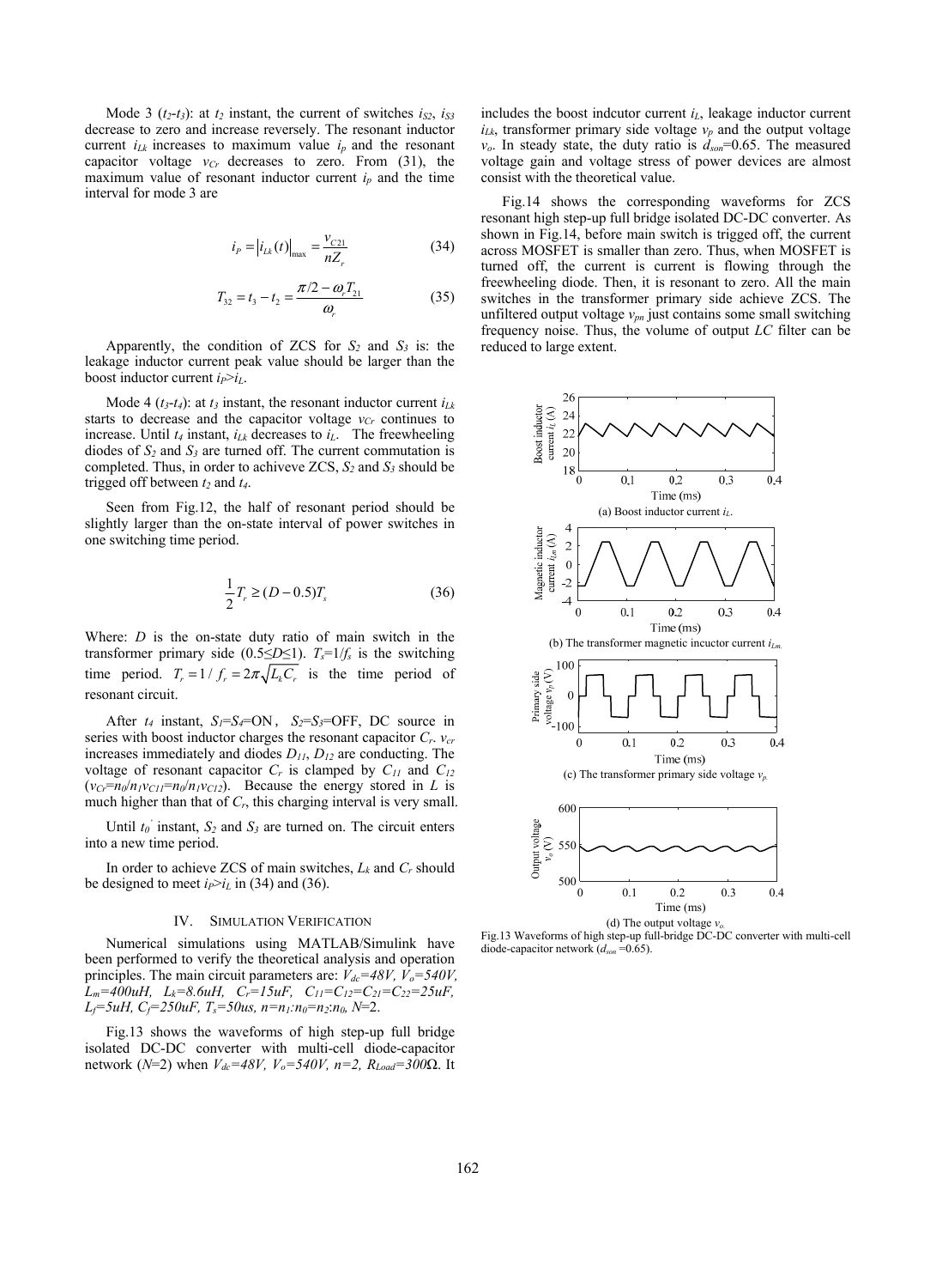Mode 3 ($t_2$-$t_3$): at $t_2$ instant, the current of switches $i_{S2}$, $i_{S3}$ decrease to zero and increase reversely. The resonant inductor current $i_{Lk}$ increases to maximum value $i_p$ and the resonant capacitor voltage $v_{Cr}$ decreases to zero. From (31), the maximum value of resonant inductor current $i_p$ and the time interval for mode 3 are

$$i_P = \left| i_{Lk}(t) \right|_{\max} = \frac{v_{C21}}{nZ_r} \tag{34}$$

$$T_{32} = t_3 - t_2 = \frac{\pi/2 - \omega_r T_{21}}{\omega_r} \tag{35}$$

Apparently, the condition of ZCS for $S_2$ and $S_3$ is: the leakage inductor current peak value should be larger than the boost inductor current $i_P > i_L$.

Mode 4 ($t_3$-$t_4$): at $t_3$ instant, the resonant inductor current $i_{Lk}$ starts to decrease and the capacitor voltage $v_{Cr}$ continues to increase. Until $t_4$ instant, $i_{Lk}$ decreases to $i_L$. The freewheeling diodes of $S_2$ and $S_3$ are turned off. The current commutation is completed. Thus, in order to achiveve ZCS, $S_2$ and $S_3$ should be trigged off between $t_2$ and $t_4$.

Seen from Fig.12, the half of resonant period should be slightly larger than the on-state interval of power switches in one switching time period.

$$\frac{1}{2}T_r \geq (D - 0.5)T_s \tag{36}$$

Where: $D$ is the on-state duty ratio of main switch in the transformer primary side ($0.5 \leq D \leq 1$). $T_s = 1/f_s$ is the switching time period. $T_r = 1/f_r = 2\pi\sqrt{L_k C_r}$ is the time period of resonant circuit.

After $t_4$ instant, $S_1$=$S_4$=ON, $S_2$=$S_3$=OFF, DC source in series with boost inductor charges the resonant capacitor $C_r$. $v_{cr}$ increases immediately and diodes $D_{11}$, $D_{12}$ are conducting. The voltage of resonant capacitor $C_r$ is clamped by $C_{11}$ and $C_{12}$ ($v_{Cr}=n_0/n_1 v_{C11}=n_0/n_1 v_{C12}$). Because the energy stored in $L$ is much higher than that of $C_r$, this charging interval is very small.

Until $t_0'$ instant, $S_2$ and $S_3$ are turned on. The circuit enters into a new time period.

In order to achieve ZCS of main switches, $L_k$ and $C_r$ should be designed to meet $i_P > i_L$ in (34) and (36).

## IV. Simulation Verification

Numerical simulations using MATLAB/Simulink have been performed to verify the theoretical analysis and operation principles. The main circuit parameters are: $V_{dc}$=48V, $V_o$=540V, $L_m$=400uH, $L_k$=8.6uH, $C_r$=15uF, $C_{11}$=$C_{12}$=$C_{21}$=$C_{22}$=25uF, $L_f$=5uH, $C_f$=250uF, $T_s$=50us, $n=n_1{:}n_0=n_2{:}n_0$, $N$=2.

Fig.13 shows the waveforms of high step-up full bridge isolated DC-DC converter with multi-cell diode-capacitor network ($N$=2) when $V_{dc}$=48V, $V_o$=540V, $n$=2, $R_{Load}$=300Ω. It includes the boost indcutor current $i_L$, leakage inductor current $i_{Lk}$, transformer primary side voltage $v_p$ and the output voltage $v_o$. In steady state, the duty ratio is $d_{son}$=0.65. The measured voltage gain and voltage stress of power devices are almost consist with the theoretical value.

Fig.14 shows the corresponding waveforms for ZCS resonant high step-up full bridge isolated DC-DC converter. As shown in Fig.14, before main switch is trigged off, the current across MOSFET is smaller than zero. Thus, when MOSFET is turned off, the current is current is flowing through the freewheeling diode. Then, it is resonant to zero. All the main switches in the transformer primary side achieve ZCS. The unfiltered output voltage $v_{pn}$ just contains some small switching frequency noise. Thus, the volume of output $LC$ filter can be reduced to large extent.

(a) Boost inductor current $i_L$.

(b) The transformer magnetic incuctor current $i_{Lm}$.

(c) The transformer primary side voltage $v_p$.

(d) The output voltage $v_o$

Fig.13 Waveforms of high step-up full-bridge DC-DC converter with multi-cell diode-capacitor network ($d_{son}$ =0.65).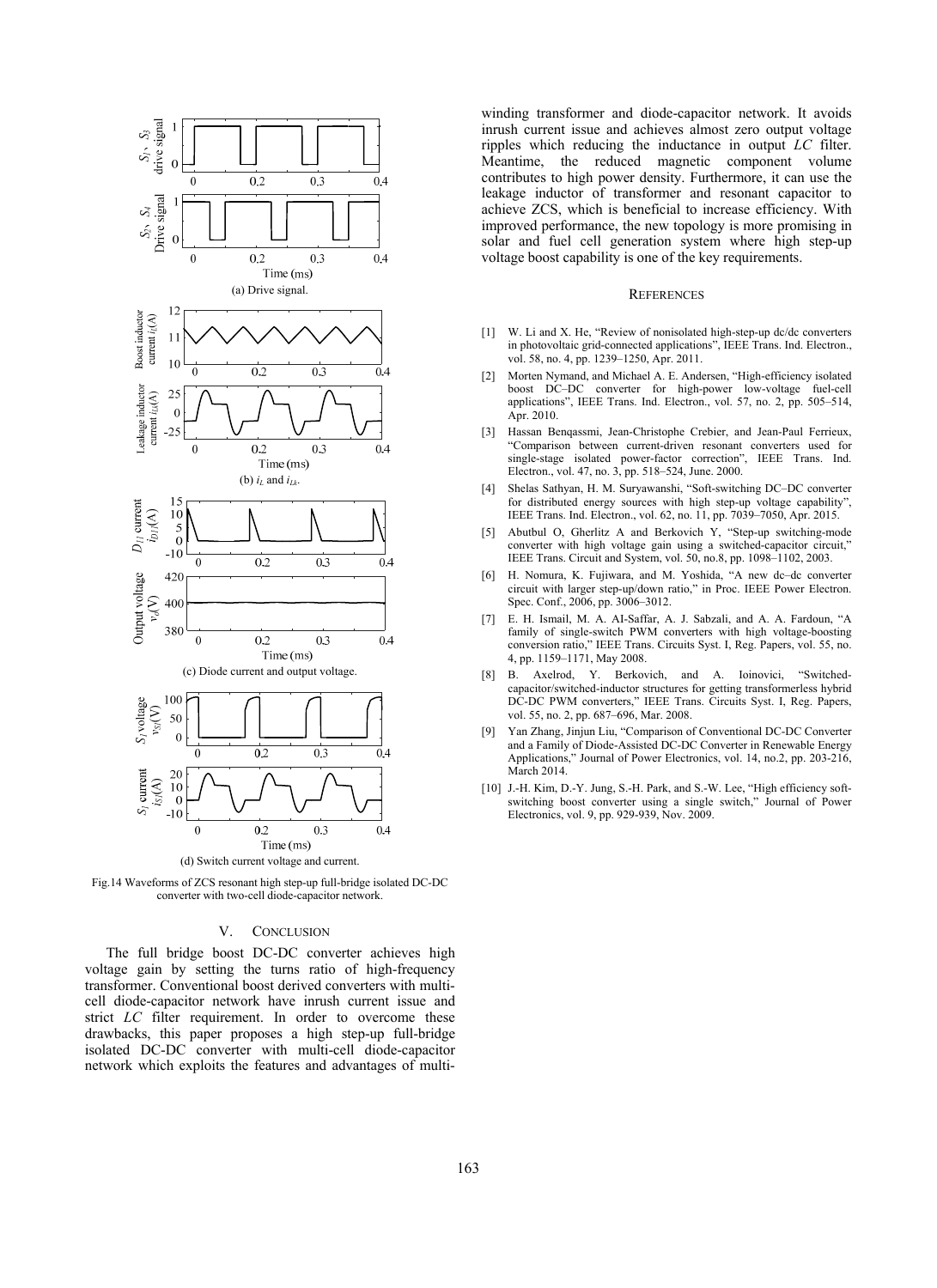S1、S3 drive signal
1
0
0 0.2 0.3 0.4

S2、S4 Drive signal
1
0
0 0.2 0.3 0.4
Time (ms)

(a) Drive signal.

Boost inductor current $i_L$(A)
12
11
10
0 0.2 0.3 0.4

Leakage inductor current $i_{Lk}$(A)
25
0
-25
0 0.2 0.3 0.4
Time (ms)

(b) $i_L$ and $i_{Lk}$.

$D_{11}$ current $i_{D11}$(A)
15
10
5
0
-10
0 0.2 0.3 0.4

Output voltage $v_o$(V)
420
400
380
0 0.2 0.3 0.4
Time (ms)

(c) Diode current and output voltage.

$S_1$ voltage $v_{S1}$(V)
100
50
0
0 0.2 0.3 0.4

$S_1$ current $i_{S1}$(A)
20
10
0
-10
0 0.2 0.3 0.4
Time (ms)

(d) Switch current voltage and current.

Fig.14 Waveforms of ZCS resonant high step-up full-bridge isolated DC-DC converter with two-cell diode-capacitor network.

## V. CONCLUSION

The full bridge boost DC-DC converter achieves high voltage gain by setting the turns ratio of high-frequency transformer. Conventional boost derived converters with multi-cell diode-capacitor network have inrush current issue and strict *LC* filter requirement. In order to overcome these drawbacks, this paper proposes a high step-up full-bridge isolated DC-DC converter with multi-cell diode-capacitor network which exploits the features and advantages of multi-winding transformer and diode-capacitor network. It avoids inrush current issue and achieves almost zero output voltage ripples which reducing the inductance in output *LC* filter. Meantime, the reduced magnetic component volume contributes to high power density. Furthermore, it can use the leakage inductor of transformer and resonant capacitor to achieve ZCS, which is beneficial to increase efficiency. With improved performance, the new topology is more promising in solar and fuel cell generation system where high step-up voltage boost capability is one of the key requirements.

## REFERENCES

[1] W. Li and X. He, "Review of nonisolated high-step-up dc/dc converters in photovoltaic grid-connected applications", IEEE Trans. Ind. Electron., vol. 58, no. 4, pp. 1239–1250, Apr. 2011.

[2] Morten Nymand, and Michael A. E. Andersen, "High-efficiency isolated boost DC–DC converter for high-power low-voltage fuel-cell applications", IEEE Trans. Ind. Electron., vol. 57, no. 2, pp. 505–514, Apr. 2010.

[3] Hassan Benqassmi, Jean-Christophe Crebier, and Jean-Paul Ferrieux, "Comparison between current-driven resonant converters used for single-stage isolated power-factor correction", IEEE Trans. Ind. Electron., vol. 47, no. 3, pp. 518–524, June. 2000.

[4] Shelas Sathyan, H. M. Suryawanshi, "Soft-switching DC–DC converter for distributed energy sources with high step-up voltage capability", IEEE Trans. Ind. Electron., vol. 62, no. 11, pp. 7039–7050, Apr. 2015.

[5] Abutbul O, Gherlitz A and Berkovich Y, "Step-up switching-mode converter with high voltage gain using a switched-capacitor circuit," IEEE Trans. Circuit and System, vol. 50, no.8, pp. 1098–1102, 2003.

[6] H. Nomura, K. Fujiwara, and M. Yoshida, "A new dc–dc converter circuit with larger step-up/down ratio," in Proc. IEEE Power Electron. Spec. Conf., 2006, pp. 3006–3012.

[7] E. H. Ismail, M. A. AI-Saffar, A. J. Sabzali, and A. A. Fardoun, "A family of single-switch PWM converters with high voltage-boosting conversion ratio," IEEE Trans. Circuits Syst. I, Reg. Papers, vol. 55, no. 4, pp. 1159–1171, May 2008.

[8] B. Axelrod, Y. Berkovich, and A. Ioinovici, "Switched-capacitor/switched-inductor structures for getting transformerless hybrid DC-DC PWM converters," IEEE Trans. Circuits Syst. I, Reg. Papers, vol. 55, no. 2, pp. 687–696, Mar. 2008.

[9] Yan Zhang, Jinjun Liu, "Comparison of Conventional DC-DC Converter and a Family of Diode-Assisted DC-DC Converter in Renewable Energy Applications," Journal of Power Electronics, vol. 14, no.2, pp. 203-216, March 2014.

[10] J.-H. Kim, D.-Y. Jung, S.-H. Park, and S.-W. Lee, "High efficiency soft-switching boost converter using a single switch," Journal of Power Electronics, vol. 9, pp. 929-939, Nov. 2009.